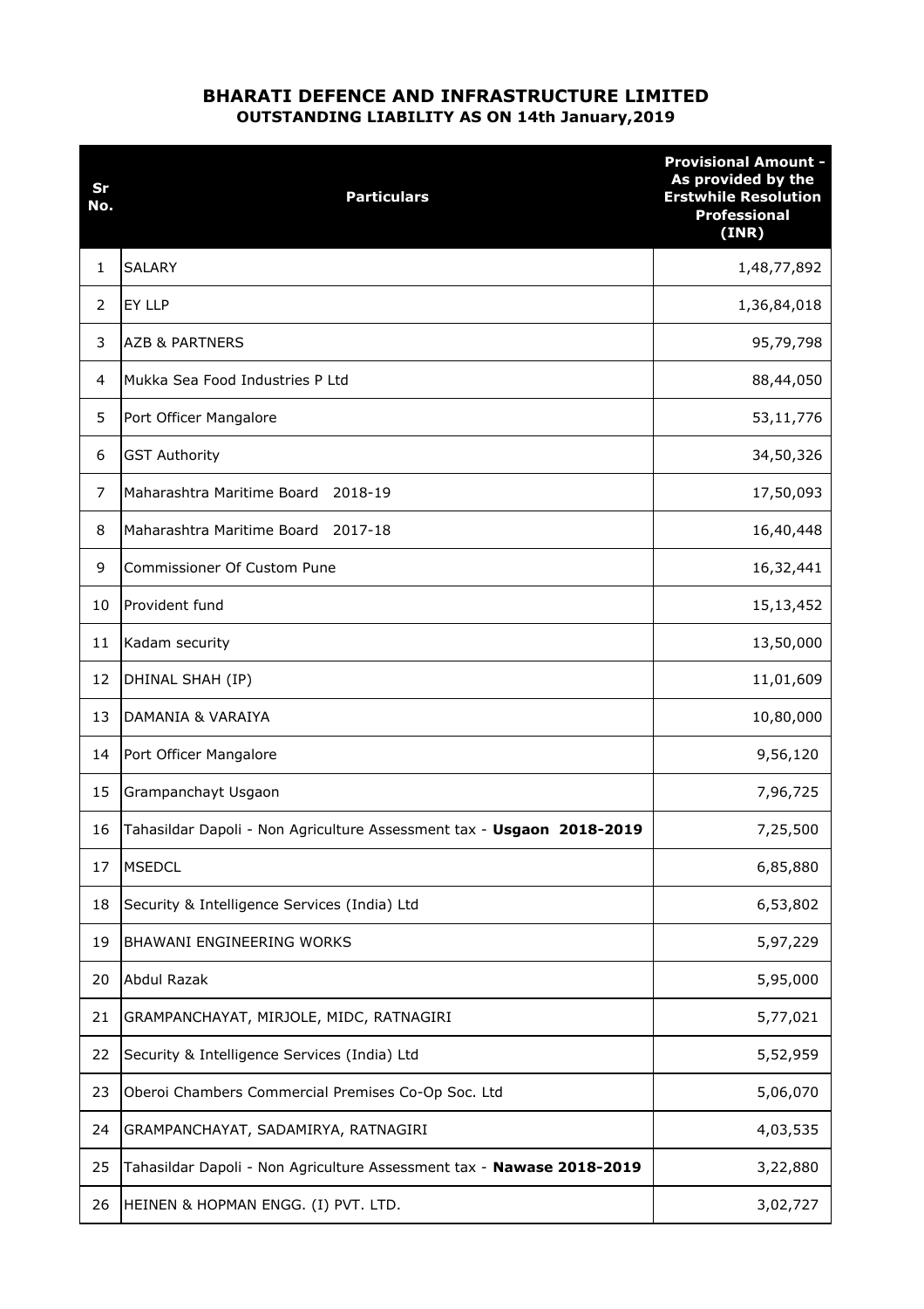# BHARATI DEFENCE AND INFRASTRUCTURE LIMITED

## OUTSTANDING LIABILITY AS ON 14th January,2019

| Sr No. | Particulars | Provisional Amount - As provided by the Erstwhile Resolution Professional (INR) |
|---|---|---|
| 1 | SALARY | 1,48,77,892 |
| 2 | EY LLP | 1,36,84,018 |
| 3 | AZB & PARTNERS | 95,79,798 |
| 4 | Mukka Sea Food Industries P Ltd | 88,44,050 |
| 5 | Port Officer Mangalore | 53,11,776 |
| 6 | GST Authority | 34,50,326 |
| 7 | Maharashtra Maritime Board 2018-19 | 17,50,093 |
| 8 | Maharashtra Maritime Board 2017-18 | 16,40,448 |
| 9 | Commissioner Of Custom Pune | 16,32,441 |
| 10 | Provident fund | 15,13,452 |
| 11 | Kadam security | 13,50,000 |
| 12 | DHINAL SHAH (IP) | 11,01,609 |
| 13 | DAMANIA & VARAIYA | 10,80,000 |
| 14 | Port Officer Mangalore | 9,56,120 |
| 15 | Grampanchayt Usgaon | 7,96,725 |
| 16 | Tahasildar Dapoli - Non Agriculture Assessment tax - **Usgaon 2018-2019** | 7,25,500 |
| 17 | MSEDCL | 6,85,880 |
| 18 | Security & Intelligence Services (India) Ltd | 6,53,802 |
| 19 | BHAWANI ENGINEERING WORKS | 5,97,229 |
| 20 | Abdul Razak | 5,95,000 |
| 21 | GRAMPANCHAYAT, MIRJOLE, MIDC, RATNAGIRI | 5,77,021 |
| 22 | Security & Intelligence Services (India) Ltd | 5,52,959 |
| 23 | Oberoi Chambers Commercial Premises Co-Op Soc. Ltd | 5,06,070 |
| 24 | GRAMPANCHAYAT, SADAMIRYA, RATNAGIRI | 4,03,535 |
| 25 | Tahasildar Dapoli - Non Agriculture Assessment tax - **Nawase 2018-2019** | 3,22,880 |
| 26 | HEINEN & HOPMAN ENGG. (I) PVT. LTD. | 3,02,727 |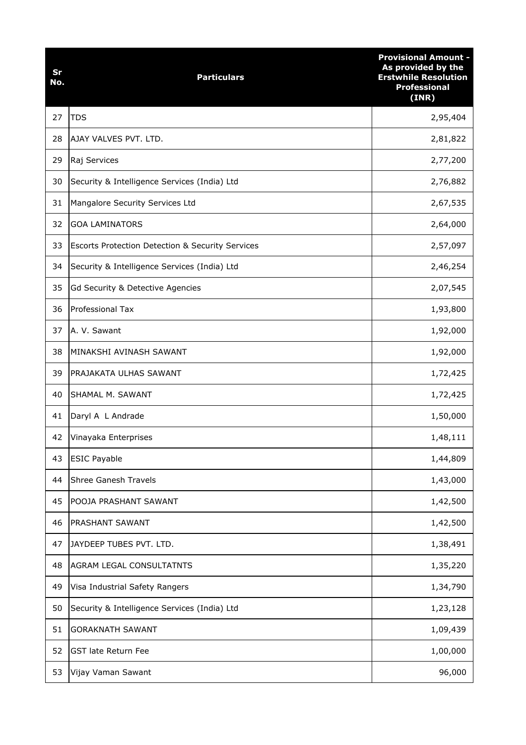| Sr No. | Particulars | Provisional Amount - As provided by the Erstwhile Resolution Professional (INR) |
|---|---|---|
| 27 | TDS | 2,95,404 |
| 28 | AJAY VALVES PVT. LTD. | 2,81,822 |
| 29 | Raj Services | 2,77,200 |
| 30 | Security & Intelligence Services (India) Ltd | 2,76,882 |
| 31 | Mangalore Security Services Ltd | 2,67,535 |
| 32 | GOA LAMINATORS | 2,64,000 |
| 33 | Escorts Protection Detection & Security Services | 2,57,097 |
| 34 | Security & Intelligence Services (India) Ltd | 2,46,254 |
| 35 | Gd Security & Detective Agencies | 2,07,545 |
| 36 | Professional Tax | 1,93,800 |
| 37 | A. V. Sawant | 1,92,000 |
| 38 | MINAKSHI AVINASH SAWANT | 1,92,000 |
| 39 | PRAJAKATA ULHAS SAWANT | 1,72,425 |
| 40 | SHAMAL M. SAWANT | 1,72,425 |
| 41 | Daryl A L Andrade | 1,50,000 |
| 42 | Vinayaka Enterprises | 1,48,111 |
| 43 | ESIC Payable | 1,44,809 |
| 44 | Shree Ganesh Travels | 1,43,000 |
| 45 | POOJA PRASHANT SAWANT | 1,42,500 |
| 46 | PRASHANT SAWANT | 1,42,500 |
| 47 | JAYDEEP TUBES PVT. LTD. | 1,38,491 |
| 48 | AGRAM LEGAL CONSULTATNTS | 1,35,220 |
| 49 | Visa Industrial Safety Rangers | 1,34,790 |
| 50 | Security & Intelligence Services (India) Ltd | 1,23,128 |
| 51 | GORAKNATH SAWANT | 1,09,439 |
| 52 | GST late Return Fee | 1,00,000 |
| 53 | Vijay Vaman Sawant | 96,000 |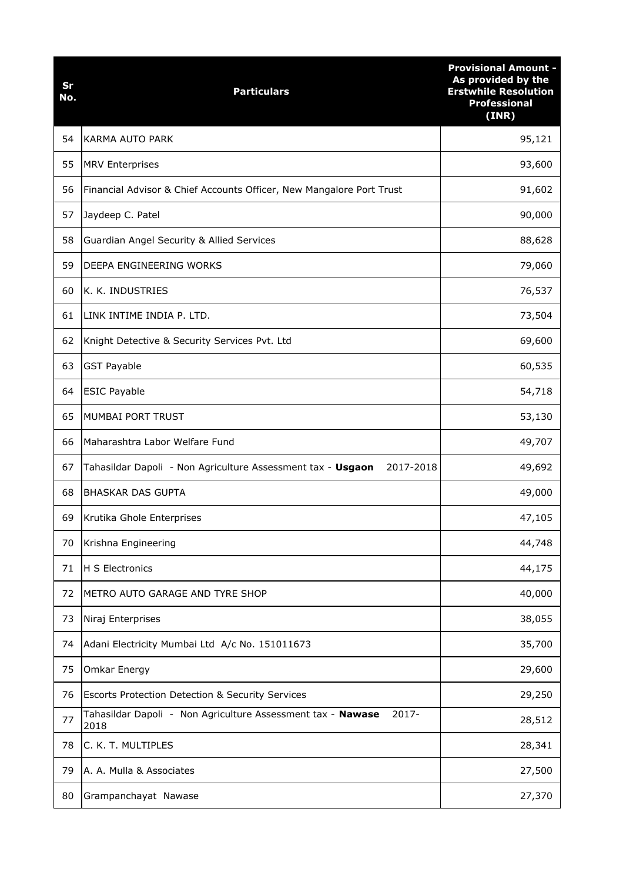| Sr No. | Particulars | Provisional Amount - As provided by the Erstwhile Resolution Professional (INR) |
|---|---|---|
| 54 | KARMA AUTO PARK | 95,121 |
| 55 | MRV Enterprises | 93,600 |
| 56 | Financial Advisor & Chief Accounts Officer, New Mangalore Port Trust | 91,602 |
| 57 | Jaydeep C. Patel | 90,000 |
| 58 | Guardian Angel Security & Allied Services | 88,628 |
| 59 | DEEPA ENGINEERING WORKS | 79,060 |
| 60 | K. K. INDUSTRIES | 76,537 |
| 61 | LINK INTIME INDIA P. LTD. | 73,504 |
| 62 | Knight Detective & Security Services Pvt. Ltd | 69,600 |
| 63 | GST Payable | 60,535 |
| 64 | ESIC Payable | 54,718 |
| 65 | MUMBAI PORT TRUST | 53,130 |
| 66 | Maharashtra Labor Welfare Fund | 49,707 |
| 67 | Tahasildar Dapoli - Non Agriculture Assessment tax - **Usgaon** 2017-2018 | 49,692 |
| 68 | BHASKAR DAS GUPTA | 49,000 |
| 69 | Krutika Ghole Enterprises | 47,105 |
| 70 | Krishna Engineering | 44,748 |
| 71 | H S Electronics | 44,175 |
| 72 | METRO AUTO GARAGE AND TYRE SHOP | 40,000 |
| 73 | Niraj Enterprises | 38,055 |
| 74 | Adani Electricity Mumbai Ltd A/c No. 151011673 | 35,700 |
| 75 | Omkar Energy | 29,600 |
| 76 | Escorts Protection Detection & Security Services | 29,250 |
| 77 | Tahasildar Dapoli - Non Agriculture Assessment tax - **Nawase** 2017-2018 | 28,512 |
| 78 | C. K. T. MULTIPLES | 28,341 |
| 79 | A. A. Mulla & Associates | 27,500 |
| 80 | Grampanchayat Nawase | 27,370 |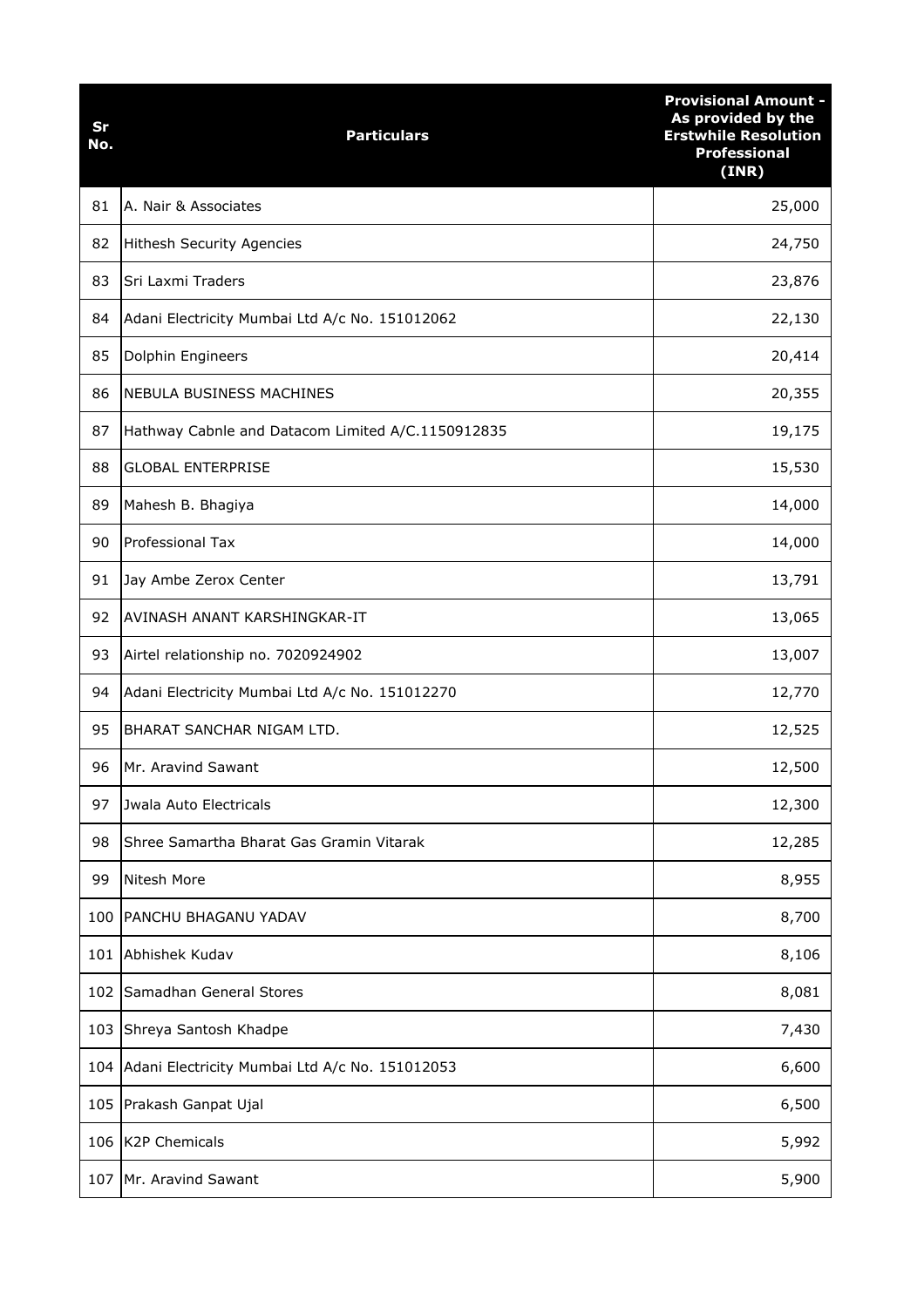| Sr No. | Particulars | Provisional Amount - As provided by the Erstwhile Resolution Professional (INR) |
|---|---|---|
| 81 | A. Nair & Associates | 25,000 |
| 82 | Hithesh Security Agencies | 24,750 |
| 83 | Sri Laxmi Traders | 23,876 |
| 84 | Adani Electricity Mumbai Ltd A/c No. 151012062 | 22,130 |
| 85 | Dolphin Engineers | 20,414 |
| 86 | NEBULA BUSINESS MACHINES | 20,355 |
| 87 | Hathway Cabnle and Datacom Limited A/C.1150912835 | 19,175 |
| 88 | GLOBAL ENTERPRISE | 15,530 |
| 89 | Mahesh B. Bhagiya | 14,000 |
| 90 | Professional Tax | 14,000 |
| 91 | Jay Ambe Zerox Center | 13,791 |
| 92 | AVINASH ANANT KARSHINGKAR-IT | 13,065 |
| 93 | Airtel relationship no. 7020924902 | 13,007 |
| 94 | Adani Electricity Mumbai Ltd A/c No. 151012270 | 12,770 |
| 95 | BHARAT SANCHAR NIGAM LTD. | 12,525 |
| 96 | Mr. Aravind Sawant | 12,500 |
| 97 | Jwala Auto Electricals | 12,300 |
| 98 | Shree Samartha Bharat Gas Gramin Vitarak | 12,285 |
| 99 | Nitesh More | 8,955 |
| 100 | PANCHU BHAGANU YADAV | 8,700 |
| 101 | Abhishek Kudav | 8,106 |
| 102 | Samadhan General Stores | 8,081 |
| 103 | Shreya Santosh Khadpe | 7,430 |
| 104 | Adani Electricity Mumbai Ltd A/c No. 151012053 | 6,600 |
| 105 | Prakash Ganpat Ujal | 6,500 |
| 106 | K2P Chemicals | 5,992 |
| 107 | Mr. Aravind Sawant | 5,900 |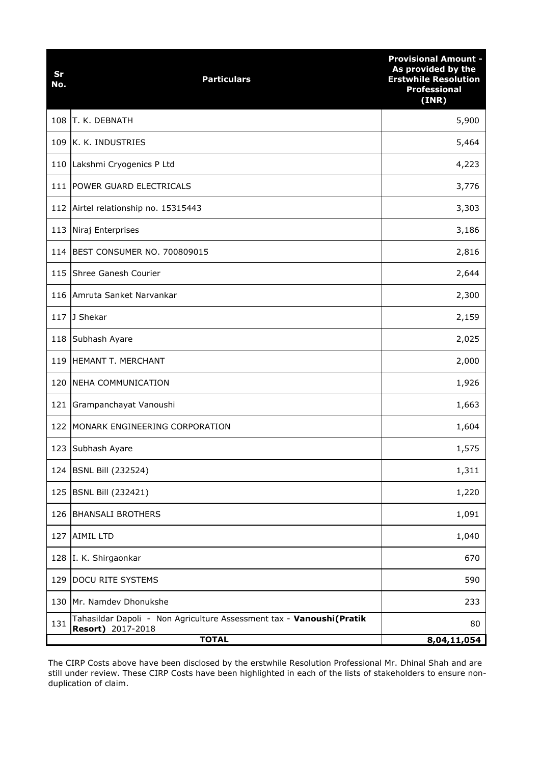| Sr No. | Particulars | Provisional Amount - As provided by the Erstwhile Resolution Professional (INR) |
| --- | --- | --- |
| 108 | T. K. DEBNATH | 5,900 |
| 109 | K. K. INDUSTRIES | 5,464 |
| 110 | Lakshmi Cryogenics P Ltd | 4,223 |
| 111 | POWER GUARD ELECTRICALS | 3,776 |
| 112 | Airtel relationship no. 15315443 | 3,303 |
| 113 | Niraj Enterprises | 3,186 |
| 114 | BEST CONSUMER NO. 700809015 | 2,816 |
| 115 | Shree Ganesh Courier | 2,644 |
| 116 | Amruta Sanket Narvankar | 2,300 |
| 117 | J Shekar | 2,159 |
| 118 | Subhash Ayare | 2,025 |
| 119 | HEMANT T. MERCHANT | 2,000 |
| 120 | NEHA COMMUNICATION | 1,926 |
| 121 | Grampanchayat Vanoushi | 1,663 |
| 122 | MONARK ENGINEERING CORPORATION | 1,604 |
| 123 | Subhash Ayare | 1,575 |
| 124 | BSNL Bill (232524) | 1,311 |
| 125 | BSNL Bill (232421) | 1,220 |
| 126 | BHANSALI BROTHERS | 1,091 |
| 127 | AIMIL LTD | 1,040 |
| 128 | I. K. Shirgaonkar | 670 |
| 129 | DOCU RITE SYSTEMS | 590 |
| 130 | Mr. Namdev Dhonukshe | 233 |
| 131 | Tahasildar Dapoli - Non Agriculture Assessment tax - **Vanoushi(Pratik Resort)** 2017-2018 | 80 |
| | **TOTAL** | **8,04,11,054** |

The CIRP Costs above have been disclosed by the erstwhile Resolution Professional Mr. Dhinal Shah and are still under review. These CIRP Costs have been highlighted in each of the lists of stakeholders to ensure non-duplication of claim.